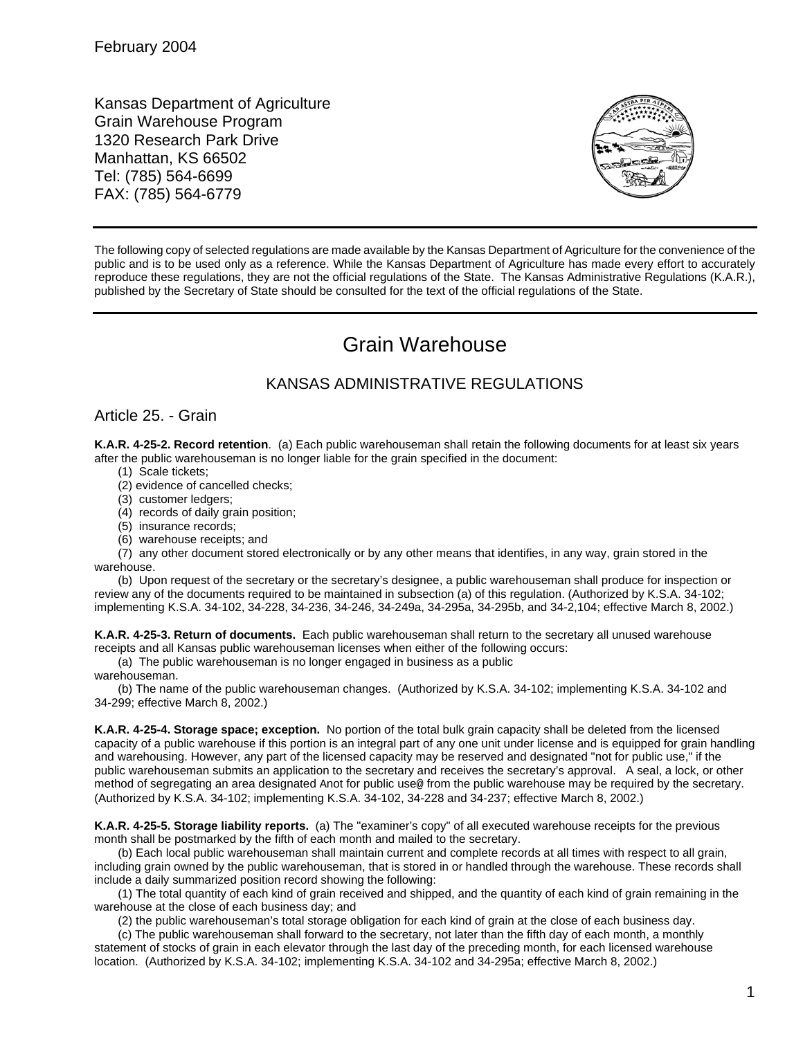February 2004

Kansas Department of Agriculture
Grain Warehouse Program
1320 Research Park Drive
Manhattan, KS 66502
Tel: (785) 564-6699
FAX: (785) 564-6779

---

The following copy of selected regulations are made available by the Kansas Department of Agriculture for the convenience of the public and is to be used only as a reference. While the Kansas Department of Agriculture has made every effort to accurately reproduce these regulations, they are not the official regulations of the State. The Kansas Administrative Regulations (K.A.R.), published by the Secretary of State should be consulted for the text of the official regulations of the State.

---

# Grain Warehouse

## KANSAS ADMINISTRATIVE REGULATIONS

### Article 25. - Grain

**K.A.R. 4-25-2. Record retention**. (a) Each public warehouseman shall retain the following documents for at least six years after the public warehouseman is no longer liable for the grain specified in the document:

(1) Scale tickets;

(2) evidence of cancelled checks;

(3) customer ledgers;

(4) records of daily grain position;

(5) insurance records;

(6) warehouse receipts; and

(7) any other document stored electronically or by any other means that identifies, in any way, grain stored in the warehouse.

(b) Upon request of the secretary or the secretary's designee, a public warehouseman shall produce for inspection or review any of the documents required to be maintained in subsection (a) of this regulation. (Authorized by K.S.A. 34-102; implementing K.S.A. 34-102, 34-228, 34-236, 34-246, 34-249a, 34-295a, 34-295b, and 34-2,104; effective March 8, 2002.)

**K.A.R. 4-25-3. Return of documents.** Each public warehouseman shall return to the secretary all unused warehouse receipts and all Kansas public warehouseman licenses when either of the following occurs:

(a) The public warehouseman is no longer engaged in business as a public warehouseman.

(b) The name of the public warehouseman changes. (Authorized by K.S.A. 34-102; implementing K.S.A. 34-102 and 34-299; effective March 8, 2002.)

**K.A.R. 4-25-4. Storage space; exception.** No portion of the total bulk grain capacity shall be deleted from the licensed capacity of a public warehouse if this portion is an integral part of any one unit under license and is equipped for grain handling and warehousing. However, any part of the licensed capacity may be reserved and designated "not for public use," if the public warehouseman submits an application to the secretary and receives the secretary's approval. A seal, a lock, or other method of segregating an area designated Anot for public use@ from the public warehouse may be required by the secretary. (Authorized by K.S.A. 34-102; implementing K.S.A. 34-102, 34-228 and 34-237; effective March 8, 2002.)

**K.A.R. 4-25-5. Storage liability reports.** (a) The "examiner's copy" of all executed warehouse receipts for the previous month shall be postmarked by the fifth of each month and mailed to the secretary.

(b) Each local public warehouseman shall maintain current and complete records at all times with respect to all grain, including grain owned by the public warehouseman, that is stored in or handled through the warehouse. These records shall include a daily summarized position record showing the following:

(1) The total quantity of each kind of grain received and shipped, and the quantity of each kind of grain remaining in the warehouse at the close of each business day; and

(2) the public warehouseman's total storage obligation for each kind of grain at the close of each business day.

(c) The public warehouseman shall forward to the secretary, not later than the fifth day of each month, a monthly statement of stocks of grain in each elevator through the last day of the preceding month, for each licensed warehouse location. (Authorized by K.S.A. 34-102; implementing K.S.A. 34-102 and 34-295a; effective March 8, 2002.)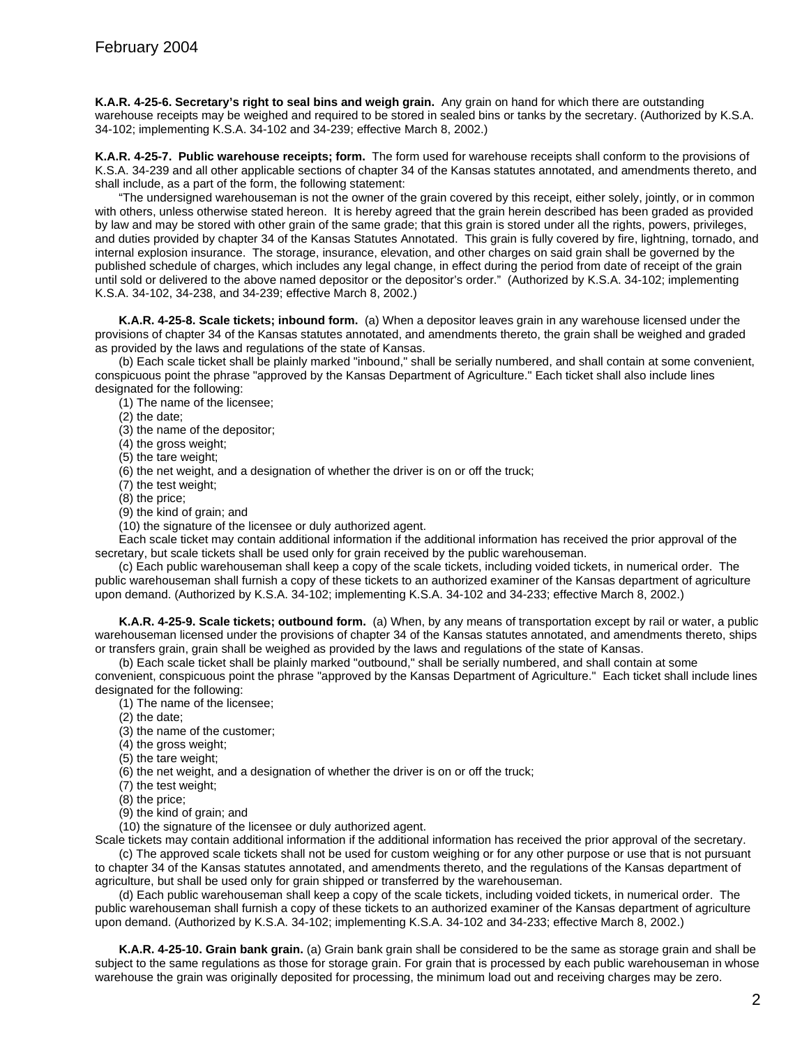**K.A.R. 4-25-6. Secretary's right to seal bins and weigh grain.** Any grain on hand for which there are outstanding warehouse receipts may be weighed and required to be stored in sealed bins or tanks by the secretary. (Authorized by K.S.A. 34-102; implementing K.S.A. 34-102 and 34-239; effective March 8, 2002.)

**K.A.R. 4-25-7. Public warehouse receipts; form.** The form used for warehouse receipts shall conform to the provisions of K.S.A. 34-239 and all other applicable sections of chapter 34 of the Kansas statutes annotated, and amendments thereto, and shall include, as a part of the form, the following statement:

"The undersigned warehouseman is not the owner of the grain covered by this receipt, either solely, jointly, or in common with others, unless otherwise stated hereon. It is hereby agreed that the grain herein described has been graded as provided by law and may be stored with other grain of the same grade; that this grain is stored under all the rights, powers, privileges, and duties provided by chapter 34 of the Kansas Statutes Annotated. This grain is fully covered by fire, lightning, tornado, and internal explosion insurance. The storage, insurance, elevation, and other charges on said grain shall be governed by the published schedule of charges, which includes any legal change, in effect during the period from date of receipt of the grain until sold or delivered to the above named depositor or the depositor's order." (Authorized by K.S.A. 34-102; implementing K.S.A. 34-102, 34-238, and 34-239; effective March 8, 2002.)

**K.A.R. 4-25-8. Scale tickets; inbound form.** (a) When a depositor leaves grain in any warehouse licensed under the provisions of chapter 34 of the Kansas statutes annotated, and amendments thereto, the grain shall be weighed and graded as provided by the laws and regulations of the state of Kansas.

(b) Each scale ticket shall be plainly marked "inbound," shall be serially numbered, and shall contain at some convenient, conspicuous point the phrase "approved by the Kansas Department of Agriculture." Each ticket shall also include lines designated for the following:

(1) The name of the licensee;
(2) the date;
(3) the name of the depositor;
(4) the gross weight;
(5) the tare weight;
(6) the net weight, and a designation of whether the driver is on or off the truck;
(7) the test weight;
(8) the price;
(9) the kind of grain; and
(10) the signature of the licensee or duly authorized agent.

Each scale ticket may contain additional information if the additional information has received the prior approval of the secretary, but scale tickets shall be used only for grain received by the public warehouseman.

(c) Each public warehouseman shall keep a copy of the scale tickets, including voided tickets, in numerical order. The public warehouseman shall furnish a copy of these tickets to an authorized examiner of the Kansas department of agriculture upon demand. (Authorized by K.S.A. 34-102; implementing K.S.A. 34-102 and 34-233; effective March 8, 2002.)

**K.A.R. 4-25-9. Scale tickets; outbound form.** (a) When, by any means of transportation except by rail or water, a public warehouseman licensed under the provisions of chapter 34 of the Kansas statutes annotated, and amendments thereto, ships or transfers grain, grain shall be weighed as provided by the laws and regulations of the state of Kansas.

(b) Each scale ticket shall be plainly marked "outbound," shall be serially numbered, and shall contain at some convenient, conspicuous point the phrase "approved by the Kansas Department of Agriculture." Each ticket shall include lines designated for the following:

(1) The name of the licensee;
(2) the date;
(3) the name of the customer;
(4) the gross weight;
(5) the tare weight;
(6) the net weight, and a designation of whether the driver is on or off the truck;
(7) the test weight;
(8) the price;
(9) the kind of grain; and
(10) the signature of the licensee or duly authorized agent.

Scale tickets may contain additional information if the additional information has received the prior approval of the secretary.

(c) The approved scale tickets shall not be used for custom weighing or for any other purpose or use that is not pursuant to chapter 34 of the Kansas statutes annotated, and amendments thereto, and the regulations of the Kansas department of agriculture, but shall be used only for grain shipped or transferred by the warehouseman.

(d) Each public warehouseman shall keep a copy of the scale tickets, including voided tickets, in numerical order. The public warehouseman shall furnish a copy of these tickets to an authorized examiner of the Kansas department of agriculture upon demand. (Authorized by K.S.A. 34-102; implementing K.S.A. 34-102 and 34-233; effective March 8, 2002.)

**K.A.R. 4-25-10. Grain bank grain.** (a) Grain bank grain shall be considered to be the same as storage grain and shall be subject to the same regulations as those for storage grain. For grain that is processed by each public warehouseman in whose warehouse the grain was originally deposited for processing, the minimum load out and receiving charges may be zero.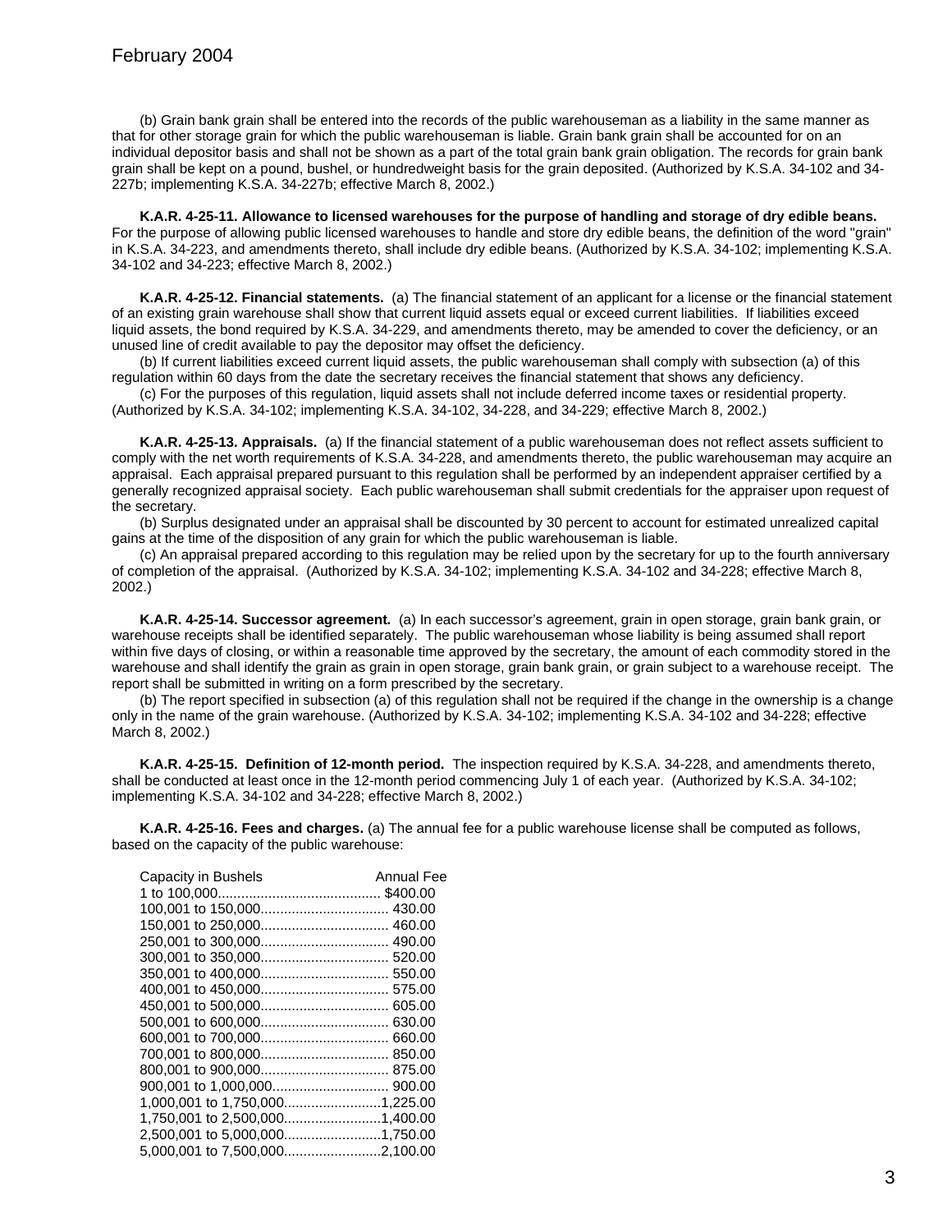(b) Grain bank grain shall be entered into the records of the public warehouseman as a liability in the same manner as that for other storage grain for which the public warehouseman is liable. Grain bank grain shall be accounted for on an individual depositor basis and shall not be shown as a part of the total grain bank grain obligation. The records for grain bank grain shall be kept on a pound, bushel, or hundredweight basis for the grain deposited. (Authorized by K.S.A. 34-102 and 34-227b; implementing K.S.A. 34-227b; effective March 8, 2002.)

**K.A.R. 4-25-11. Allowance to licensed warehouses for the purpose of handling and storage of dry edible beans.** For the purpose of allowing public licensed warehouses to handle and store dry edible beans, the definition of the word "grain" in K.S.A. 34-223, and amendments thereto, shall include dry edible beans. (Authorized by K.S.A. 34-102; implementing K.S.A. 34-102 and 34-223; effective March 8, 2002.)

**K.A.R. 4-25-12. Financial statements.** (a) The financial statement of an applicant for a license or the financial statement of an existing grain warehouse shall show that current liquid assets equal or exceed current liabilities. If liabilities exceed liquid assets, the bond required by K.S.A. 34-229, and amendments thereto, may be amended to cover the deficiency, or an unused line of credit available to pay the depositor may offset the deficiency.

(b) If current liabilities exceed current liquid assets, the public warehouseman shall comply with subsection (a) of this regulation within 60 days from the date the secretary receives the financial statement that shows any deficiency.

(c) For the purposes of this regulation, liquid assets shall not include deferred income taxes or residential property. (Authorized by K.S.A. 34-102; implementing K.S.A. 34-102, 34-228, and 34-229; effective March 8, 2002.)

**K.A.R. 4-25-13. Appraisals.** (a) If the financial statement of a public warehouseman does not reflect assets sufficient to comply with the net worth requirements of K.S.A. 34-228, and amendments thereto, the public warehouseman may acquire an appraisal. Each appraisal prepared pursuant to this regulation shall be performed by an independent appraiser certified by a generally recognized appraisal society. Each public warehouseman shall submit credentials for the appraiser upon request of the secretary.

(b) Surplus designated under an appraisal shall be discounted by 30 percent to account for estimated unrealized capital gains at the time of the disposition of any grain for which the public warehouseman is liable.

(c) An appraisal prepared according to this regulation may be relied upon by the secretary for up to the fourth anniversary of completion of the appraisal. (Authorized by K.S.A. 34-102; implementing K.S.A. 34-102 and 34-228; effective March 8, 2002.)

**K.A.R. 4-25-14. Successor agreement.** (a) In each successor's agreement, grain in open storage, grain bank grain, or warehouse receipts shall be identified separately. The public warehouseman whose liability is being assumed shall report within five days of closing, or within a reasonable time approved by the secretary, the amount of each commodity stored in the warehouse and shall identify the grain as grain in open storage, grain bank grain, or grain subject to a warehouse receipt. The report shall be submitted in writing on a form prescribed by the secretary.

(b) The report specified in subsection (a) of this regulation shall not be required if the change in the ownership is a change only in the name of the grain warehouse. (Authorized by K.S.A. 34-102; implementing K.S.A. 34-102 and 34-228; effective March 8, 2002.)

**K.A.R. 4-25-15. Definition of 12-month period.** The inspection required by K.S.A. 34-228, and amendments thereto, shall be conducted at least once in the 12-month period commencing July 1 of each year. (Authorized by K.S.A. 34-102; implementing K.S.A. 34-102 and 34-228; effective March 8, 2002.)

**K.A.R. 4-25-16. Fees and charges.** (a) The annual fee for a public warehouse license shall be computed as follows, based on the capacity of the public warehouse:

| Capacity in Bushels | Annual Fee |
|---|---|
| 1 to 100,000 | $400.00 |
| 100,001 to 150,000 | 430.00 |
| 150,001 to 250,000 | 460.00 |
| 250,001 to 300,000 | 490.00 |
| 300,001 to 350,000 | 520.00 |
| 350,001 to 400,000 | 550.00 |
| 400,001 to 450,000 | 575.00 |
| 450,001 to 500,000 | 605.00 |
| 500,001 to 600,000 | 630.00 |
| 600,001 to 700,000 | 660.00 |
| 700,001 to 800,000 | 850.00 |
| 800,001 to 900,000 | 875.00 |
| 900,001 to 1,000,000 | 900.00 |
| 1,000,001 to 1,750,000 | 1,225.00 |
| 1,750,001 to 2,500,000 | 1,400.00 |
| 2,500,001 to 5,000,000 | 1,750.00 |
| 5,000,001 to 7,500,000 | 2,100.00 |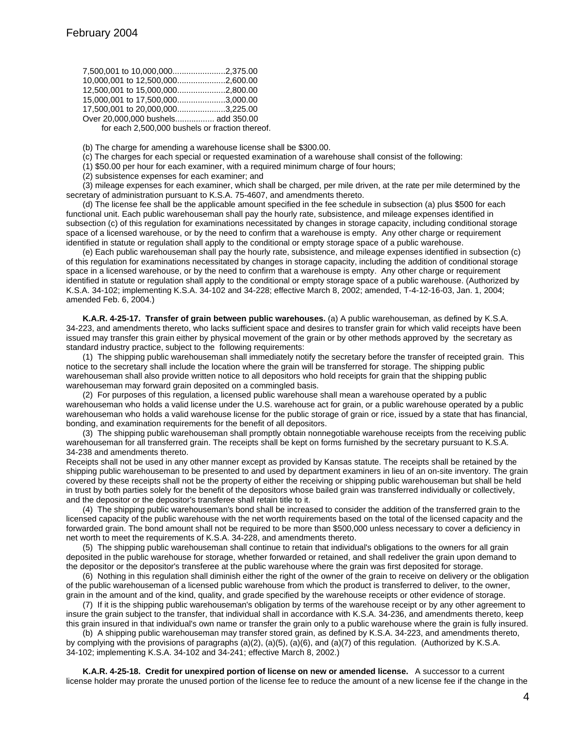7,500,001 to 10,000,000.......................2,375.00
10,000,001 to 12,500,000.....................2,600.00
12,500,001 to 15,000,000.....................2,800.00
15,000,001 to 17,500,000.....................3,000.00
17,500,001 to 20,000,000.....................3,225.00
Over 20,000,000 bushels................. add 350.00
for each 2,500,000 bushels or fraction thereof.

(b) The charge for amending a warehouse license shall be $300.00.

(c) The charges for each special or requested examination of a warehouse shall consist of the following:

(1) $50.00 per hour for each examiner, with a required minimum charge of four hours;

(2) subsistence expenses for each examiner; and

(3) mileage expenses for each examiner, which shall be charged, per mile driven, at the rate per mile determined by the secretary of administration pursuant to K.S.A. 75-4607, and amendments thereto.

(d) The license fee shall be the applicable amount specified in the fee schedule in subsection (a) plus $500 for each functional unit. Each public warehouseman shall pay the hourly rate, subsistence, and mileage expenses identified in subsection (c) of this regulation for examinations necessitated by changes in storage capacity, including conditional storage space of a licensed warehouse, or by the need to confirm that a warehouse is empty. Any other charge or requirement identified in statute or regulation shall apply to the conditional or empty storage space of a public warehouse.

(e) Each public warehouseman shall pay the hourly rate, subsistence, and mileage expenses identified in subsection (c) of this regulation for examinations necessitated by changes in storage capacity, including the addition of conditional storage space in a licensed warehouse, or by the need to confirm that a warehouse is empty. Any other charge or requirement identified in statute or regulation shall apply to the conditional or empty storage space of a public warehouse. (Authorized by K.S.A. 34-102; implementing K.S.A. 34-102 and 34-228; effective March 8, 2002; amended, T-4-12-16-03, Jan. 1, 2004; amended Feb. 6, 2004.)

**K.A.R. 4-25-17. Transfer of grain between public warehouses.** (a) A public warehouseman, as defined by K.S.A. 34-223, and amendments thereto, who lacks sufficient space and desires to transfer grain for which valid receipts have been issued may transfer this grain either by physical movement of the grain or by other methods approved by the secretary as standard industry practice, subject to the following requirements:

(1) The shipping public warehouseman shall immediately notify the secretary before the transfer of receipted grain. This notice to the secretary shall include the location where the grain will be transferred for storage. The shipping public warehouseman shall also provide written notice to all depositors who hold receipts for grain that the shipping public warehouseman may forward grain deposited on a commingled basis.

(2) For purposes of this regulation, a licensed public warehouse shall mean a warehouse operated by a public warehouseman who holds a valid license under the U.S. warehouse act for grain, or a public warehouse operated by a public warehouseman who holds a valid warehouse license for the public storage of grain or rice, issued by a state that has financial, bonding, and examination requirements for the benefit of all depositors.

(3) The shipping public warehouseman shall promptly obtain nonnegotiable warehouse receipts from the receiving public warehouseman for all transferred grain. The receipts shall be kept on forms furnished by the secretary pursuant to K.S.A. 34-238 and amendments thereto.
Receipts shall not be used in any other manner except as provided by Kansas statute. The receipts shall be retained by the shipping public warehouseman to be presented to and used by department examiners in lieu of an on-site inventory. The grain covered by these receipts shall not be the property of either the receiving or shipping public warehouseman but shall be held in trust by both parties solely for the benefit of the depositors whose bailed grain was transferred individually or collectively, and the depositor or the depositor's transferee shall retain title to it.

(4) The shipping public warehouseman's bond shall be increased to consider the addition of the transferred grain to the licensed capacity of the public warehouse with the net worth requirements based on the total of the licensed capacity and the forwarded grain. The bond amount shall not be required to be more than $500,000 unless necessary to cover a deficiency in net worth to meet the requirements of K.S.A. 34-228, and amendments thereto.

(5) The shipping public warehouseman shall continue to retain that individual's obligations to the owners for all grain deposited in the public warehouse for storage, whether forwarded or retained, and shall redeliver the grain upon demand to the depositor or the depositor's transferee at the public warehouse where the grain was first deposited for storage.

(6) Nothing in this regulation shall diminish either the right of the owner of the grain to receive on delivery or the obligation of the public warehouseman of a licensed public warehouse from which the product is transferred to deliver, to the owner, grain in the amount and of the kind, quality, and grade specified by the warehouse receipts or other evidence of storage.

(7) If it is the shipping public warehouseman's obligation by terms of the warehouse receipt or by any other agreement to insure the grain subject to the transfer, that individual shall in accordance with K.S.A. 34-236, and amendments thereto, keep this grain insured in that individual's own name or transfer the grain only to a public warehouse where the grain is fully insured.

(b) A shipping public warehouseman may transfer stored grain, as defined by K.S.A. 34-223, and amendments thereto, by complying with the provisions of paragraphs (a)(2), (a)(5), (a)(6), and (a)(7) of this regulation. (Authorized by K.S.A. 34-102; implementing K.S.A. 34-102 and 34-241; effective March 8, 2002.)

**K.A.R. 4-25-18. Credit for unexpired portion of license on new or amended license.** A successor to a current license holder may prorate the unused portion of the license fee to reduce the amount of a new license fee if the change in the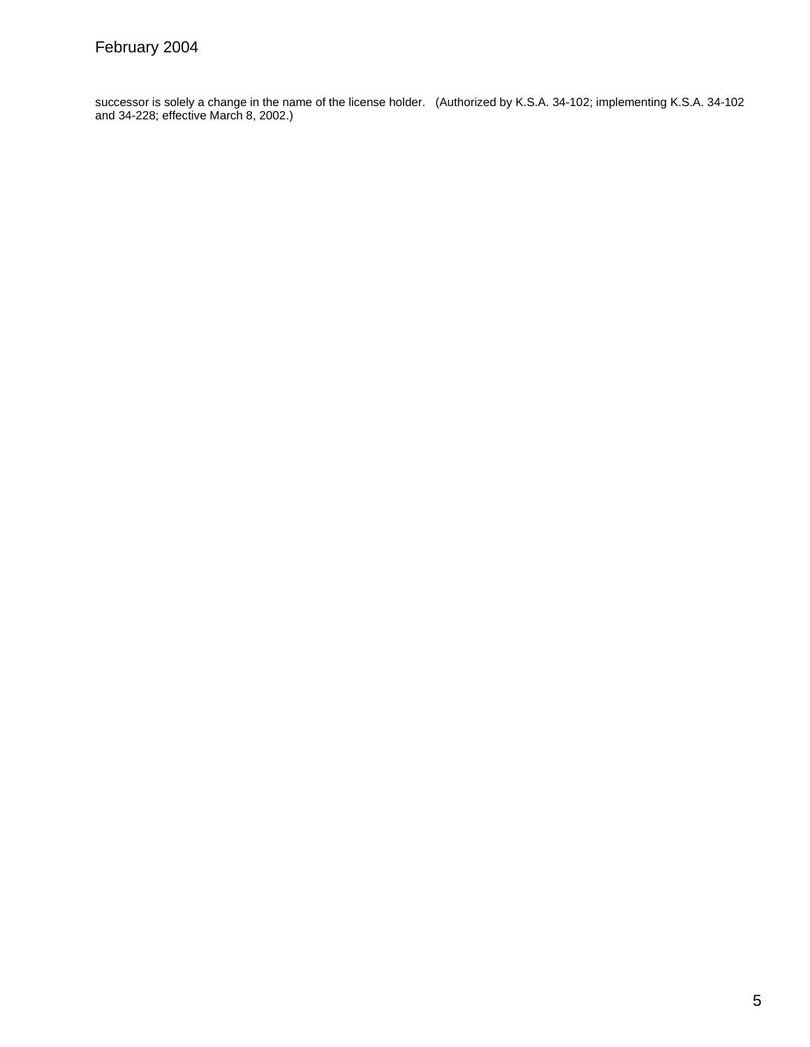successor is solely a change in the name of the license holder. (Authorized by K.S.A. 34-102; implementing K.S.A. 34-102 and 34-228; effective March 8, 2002.)